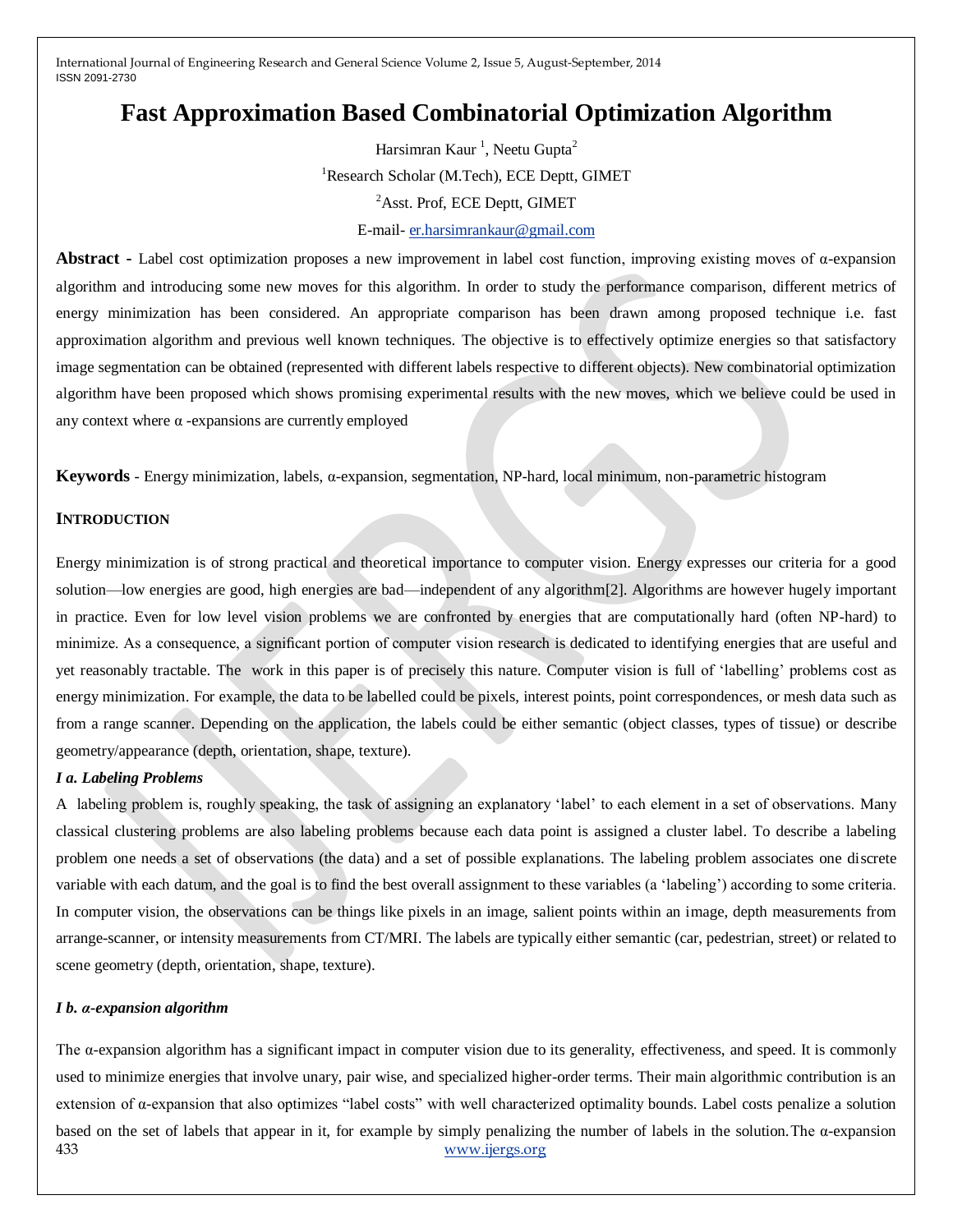# Fast Approximation Based Combinatorial Optimization Algorithm

Harsimran Kaur [1], Neetu Gupta[2]

[1]Research Scholar (M.Tech), ECE Deptt, GIMET

[2]Asst. Prof, ECE Deptt, GIMET

E-mail- er.harsimrankaur@gmail.com

**Abstract -** Label cost optimization proposes a new improvement in label cost function, improving existing moves of α-expansion algorithm and introducing some new moves for this algorithm. In order to study the performance comparison, different metrics of energy minimization has been considered. An appropriate comparison has been drawn among proposed technique i.e. fast approximation algorithm and previous well known techniques. The objective is to effectively optimize energies so that satisfactory image segmentation can be obtained (represented with different labels respective to different objects). New combinatorial optimization algorithm have been proposed which shows promising experimental results with the new moves, which we believe could be used in any context where α -expansions are currently employed

**Keywords** - Energy minimization, labels, α-expansion, segmentation, NP-hard, local minimum, non-parametric histogram

## INTRODUCTION

Energy minimization is of strong practical and theoretical importance to computer vision. Energy expresses our criteria for a good solution—low energies are good, high energies are bad—independent of any algorithm[2]. Algorithms are however hugely important in practice. Even for low level vision problems we are confronted by energies that are computationally hard (often NP-hard) to minimize. As a consequence, a significant portion of computer vision research is dedicated to identifying energies that are useful and yet reasonably tractable. The work in this paper is of precisely this nature. Computer vision is full of 'labelling' problems cost as energy minimization. For example, the data to be labelled could be pixels, interest points, point correspondences, or mesh data such as from a range scanner. Depending on the application, the labels could be either semantic (object classes, types of tissue) or describe geometry/appearance (depth, orientation, shape, texture).

### *I a. Labeling Problems*

A labeling problem is, roughly speaking, the task of assigning an explanatory 'label' to each element in a set of observations. Many classical clustering problems are also labeling problems because each data point is assigned a cluster label. To describe a labeling problem one needs a set of observations (the data) and a set of possible explanations. The labeling problem associates one discrete variable with each datum, and the goal is to find the best overall assignment to these variables (a 'labeling') according to some criteria. In computer vision, the observations can be things like pixels in an image, salient points within an image, depth measurements from arrange-scanner, or intensity measurements from CT/MRI. The labels are typically either semantic (car, pedestrian, street) or related to scene geometry (depth, orientation, shape, texture).

### *I b. α-expansion algorithm*

The α-expansion algorithm has a significant impact in computer vision due to its generality, effectiveness, and speed. It is commonly used to minimize energies that involve unary, pair wise, and specialized higher-order terms. Their main algorithmic contribution is an extension of α-expansion that also optimizes "label costs" with well characterized optimality bounds. Label costs penalize a solution based on the set of labels that appear in it, for example by simply penalizing the number of labels in the solution. The α-expansion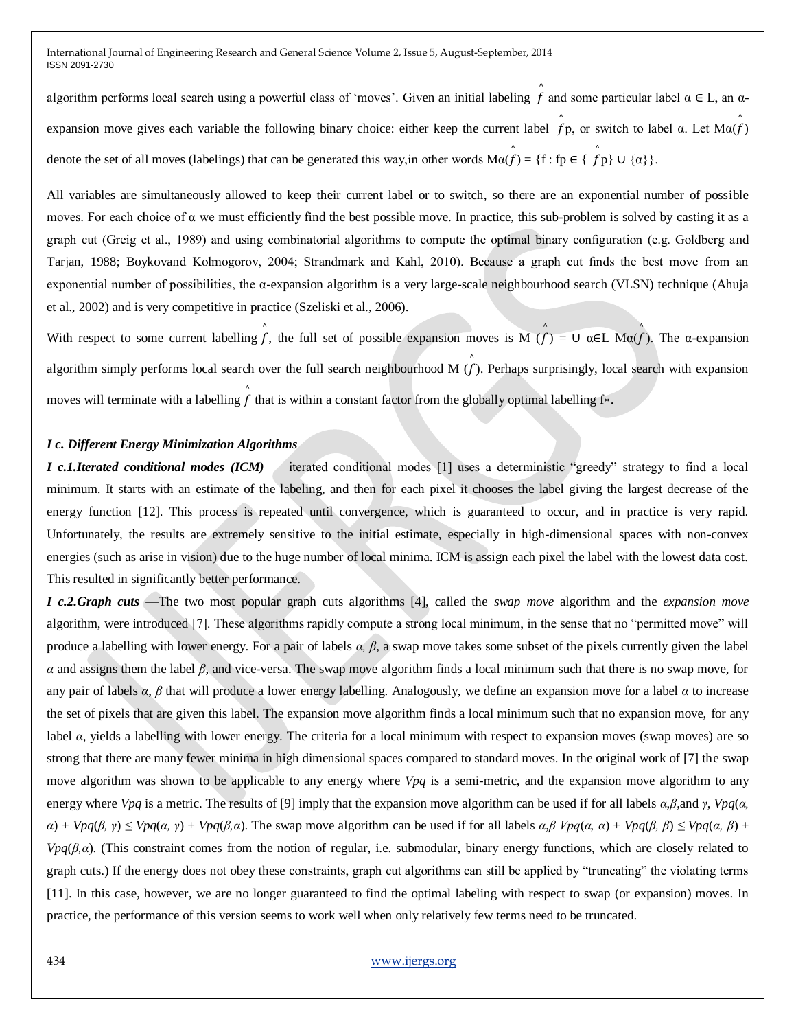algorithm performs local search using a powerful class of 'moves'. Given an initial labeling $\hat{f}$ and some particular label $\alpha \in L$, an $\alpha$-expansion move gives each variable the following binary choice: either keep the current label $\hat{f}_p$, or switch to label $\alpha$. Let $M_\alpha(\hat{f})$ denote the set of all moves (labelings) that can be generated this way,in other words $M_\alpha(\hat{f}) = \{f : f_p \in \{\hat{f}_p\} \cup \{\alpha\}\}$.

All variables are simultaneously allowed to keep their current label or to switch, so there are an exponential number of possible moves. For each choice of $\alpha$ we must efficiently find the best possible move. In practice, this sub-problem is solved by casting it as a graph cut (Greig et al., 1989) and using combinatorial algorithms to compute the optimal binary configuration (e.g. Goldberg and Tarjan, 1988; Boykovand Kolmogorov, 2004; Strandmark and Kahl, 2010). Because a graph cut finds the best move from an exponential number of possibilities, the α-expansion algorithm is a very large-scale neighbourhood search (VLSN) technique (Ahuja et al., 2002) and is very competitive in practice (Szeliski et al., 2006).

With respect to some current labelling $\hat{f}$, the full set of possible expansion moves is $M(\hat{f}) = \cup_{\alpha \in L} M_\alpha(\hat{f})$. The α-expansion algorithm simply performs local search over the full search neighbourhood $M(\hat{f})$. Perhaps surprisingly, local search with expansion moves will terminate with a labelling $\hat{f}$ that is within a constant factor from the globally optimal labelling $f*$.

### *I c. Different Energy Minimization Algorithms*

***I c.1.Iterated conditional modes (ICM)*** — iterated conditional modes [1] uses a deterministic "greedy" strategy to find a local minimum. It starts with an estimate of the labeling, and then for each pixel it chooses the label giving the largest decrease of the energy function [12]. This process is repeated until convergence, which is guaranteed to occur, and in practice is very rapid. Unfortunately, the results are extremely sensitive to the initial estimate, especially in high-dimensional spaces with non-convex energies (such as arise in vision) due to the huge number of local minima. ICM is assign each pixel the label with the lowest data cost. This resulted in significantly better performance.

***I c.2.Graph cuts*** —The two most popular graph cuts algorithms [4], called the *swap move* algorithm and the *expansion move* algorithm, were introduced [7]. These algorithms rapidly compute a strong local minimum, in the sense that no "permitted move" will produce a labelling with lower energy. For a pair of labels $\alpha, \beta$, a swap move takes some subset of the pixels currently given the label $\alpha$ and assigns them the label $\beta$, and vice-versa. The swap move algorithm finds a local minimum such that there is no swap move, for any pair of labels $\alpha, \beta$ that will produce a lower energy labelling. Analogously, we define an expansion move for a label $\alpha$ to increase the set of pixels that are given this label. The expansion move algorithm finds a local minimum such that no expansion move, for any label $\alpha$, yields a labelling with lower energy. The criteria for a local minimum with respect to expansion moves (swap moves) are so strong that there are many fewer minima in high dimensional spaces compared to standard moves. In the original work of [7] the swap move algorithm was shown to be applicable to any energy where $V_{pq}$ is a semi-metric, and the expansion move algorithm to any energy where $V_{pq}$ is a metric. The results of [9] imply that the expansion move algorithm can be used if for all labels $\alpha$,$\beta$,and $\gamma$, $V_{pq}(\alpha, \alpha) + V_{pq}(\beta, \gamma) \leq V_{pq}(\alpha, \gamma) + V_{pq}(\beta,\alpha)$. The swap move algorithm can be used if for all labels $\alpha,\beta$ $V_{pq}(\alpha, \alpha) + V_{pq}(\beta, \beta) \leq V_{pq}(\alpha, \beta) + V_{pq}(\beta,\alpha)$. (This constraint comes from the notion of regular, i.e. submodular, binary energy functions, which are closely related to graph cuts.) If the energy does not obey these constraints, graph cut algorithms can still be applied by "truncating" the violating terms [11]. In this case, however, we are no longer guaranteed to find the optimal labeling with respect to swap (or expansion) moves. In practice, the performance of this version seems to work well when only relatively few terms need to be truncated.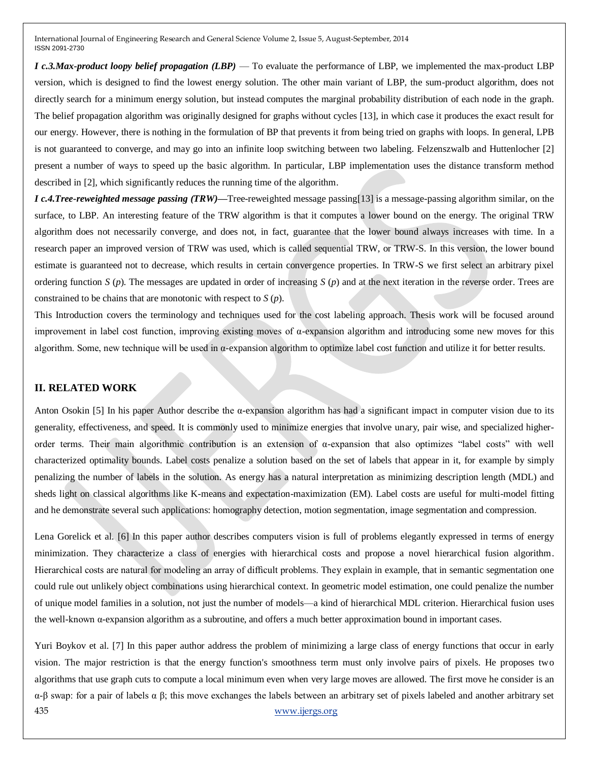***I c.3.Max-product loopy belief propagation (LBP)*** — To evaluate the performance of LBP, we implemented the max-product LBP version, which is designed to find the lowest energy solution. The other main variant of LBP, the sum-product algorithm, does not directly search for a minimum energy solution, but instead computes the marginal probability distribution of each node in the graph. The belief propagation algorithm was originally designed for graphs without cycles [13], in which case it produces the exact result for our energy. However, there is nothing in the formulation of BP that prevents it from being tried on graphs with loops. In general, LPB is not guaranteed to converge, and may go into an infinite loop switching between two labeling. Felzenszwalb and Huttenlocher [2] present a number of ways to speed up the basic algorithm. In particular, LBP implementation uses the distance transform method described in [2], which significantly reduces the running time of the algorithm.

***I c.4.Tree-reweighted message passing (TRW)***—Tree-reweighted message passing[13] is a message-passing algorithm similar, on the surface, to LBP. An interesting feature of the TRW algorithm is that it computes a lower bound on the energy. The original TRW algorithm does not necessarily converge, and does not, in fact, guarantee that the lower bound always increases with time. In a research paper an improved version of TRW was used, which is called sequential TRW, or TRW-S. In this version, the lower bound estimate is guaranteed not to decrease, which results in certain convergence properties. In TRW-S we first select an arbitrary pixel ordering function $S(p)$. The messages are updated in order of increasing $S(p)$ and at the next iteration in the reverse order. Trees are constrained to be chains that are monotonic with respect to $S(p)$.

This Introduction covers the terminology and techniques used for the cost labeling approach. Thesis work will be focused around improvement in label cost function, improving existing moves of α-expansion algorithm and introducing some new moves for this algorithm. Some, new technique will be used in α-expansion algorithm to optimize label cost function and utilize it for better results.

## II. RELATED WORK

Anton Osokin [5] In his paper Author describe the α-expansion algorithm has had a significant impact in computer vision due to its generality, effectiveness, and speed. It is commonly used to minimize energies that involve unary, pair wise, and specialized higher-order terms. Their main algorithmic contribution is an extension of α-expansion that also optimizes "label costs" with well characterized optimality bounds. Label costs penalize a solution based on the set of labels that appear in it, for example by simply penalizing the number of labels in the solution. As energy has a natural interpretation as minimizing description length (MDL) and sheds light on classical algorithms like K-means and expectation-maximization (EM). Label costs are useful for multi-model fitting and he demonstrate several such applications: homography detection, motion segmentation, image segmentation and compression.

Lena Gorelick et al. [6] In this paper author describes computers vision is full of problems elegantly expressed in terms of energy minimization. They characterize a class of energies with hierarchical costs and propose a novel hierarchical fusion algorithm. Hierarchical costs are natural for modeling an array of difficult problems. They explain in example, that in semantic segmentation one could rule out unlikely object combinations using hierarchical context. In geometric model estimation, one could penalize the number of unique model families in a solution, not just the number of models—a kind of hierarchical MDL criterion. Hierarchical fusion uses the well-known α-expansion algorithm as a subroutine, and offers a much better approximation bound in important cases.

Yuri Boykov et al. [7] In this paper author address the problem of minimizing a large class of energy functions that occur in early vision. The major restriction is that the energy function's smoothness term must only involve pairs of pixels. He proposes two algorithms that use graph cuts to compute a local minimum even when very large moves are allowed. The first move he consider is an α-β swap: for a pair of labels α β; this move exchanges the labels between an arbitrary set of pixels labeled and another arbitrary set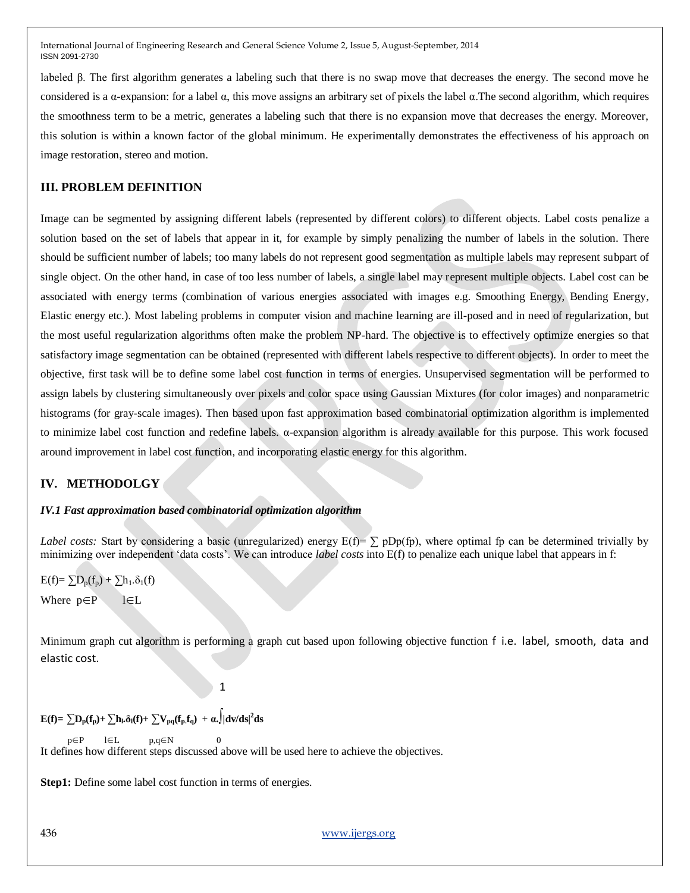labeled β. The first algorithm generates a labeling such that there is no swap move that decreases the energy. The second move he considered is a α-expansion: for a label α, this move assigns an arbitrary set of pixels the label α.The second algorithm, which requires the smoothness term to be a metric, generates a labeling such that there is no expansion move that decreases the energy. Moreover, this solution is within a known factor of the global minimum. He experimentally demonstrates the effectiveness of his approach on image restoration, stereo and motion.

## III. PROBLEM DEFINITION

Image can be segmented by assigning different labels (represented by different colors) to different objects. Label costs penalize a solution based on the set of labels that appear in it, for example by simply penalizing the number of labels in the solution. There should be sufficient number of labels; too many labels do not represent good segmentation as multiple labels may represent subpart of single object. On the other hand, in case of too less number of labels, a single label may represent multiple objects. Label cost can be associated with energy terms (combination of various energies associated with images e.g. Smoothing Energy, Bending Energy, Elastic energy etc.). Most labeling problems in computer vision and machine learning are ill-posed and in need of regularization, but the most useful regularization algorithms often make the problem NP-hard. The objective is to effectively optimize energies so that satisfactory image segmentation can be obtained (represented with different labels respective to different objects). In order to meet the objective, first task will be to define some label cost function in terms of energies. Unsupervised segmentation will be performed to assign labels by clustering simultaneously over pixels and color space using Gaussian Mixtures (for color images) and nonparametric histograms (for gray-scale images). Then based upon fast approximation based combinatorial optimization algorithm is implemented to minimize label cost function and redefine labels. α-expansion algorithm is already available for this purpose. This work focused around improvement in label cost function, and incorporating elastic energy for this algorithm.

## IV. METHODOLGY

### *IV.1 Fast approximation based combinatorial optimization algorithm*

*Label costs:* Start by considering a basic (unregularized) energy $E(f)= \sum pDp(fp)$, where optimal fp can be determined trivially by minimizing over independent 'data costs'. We can introduce *label costs* into E(f) to penalize each unique label that appears in f:

$$E(f)= \sum D_p(f_p) + \sum h_1.\delta_1(f)$$

Where $p \in P$ $\quad l \in L$

Minimum graph cut algorithm is performing a graph cut based upon following objective function f i.e. label, smooth, data and elastic cost.

$$\mathbf{E(f)= \sum_{p \in P} D_p(f_p)+ \sum_{l \in L} h_l.\delta_l(f)+ \sum_{p,q \in N} V_{pq}(f_p,f_q) + \alpha.\int_0^1 |dv/ds|^2 ds}$$

It defines how different steps discussed above will be used here to achieve the objectives.

**Step1:** Define some label cost function in terms of energies.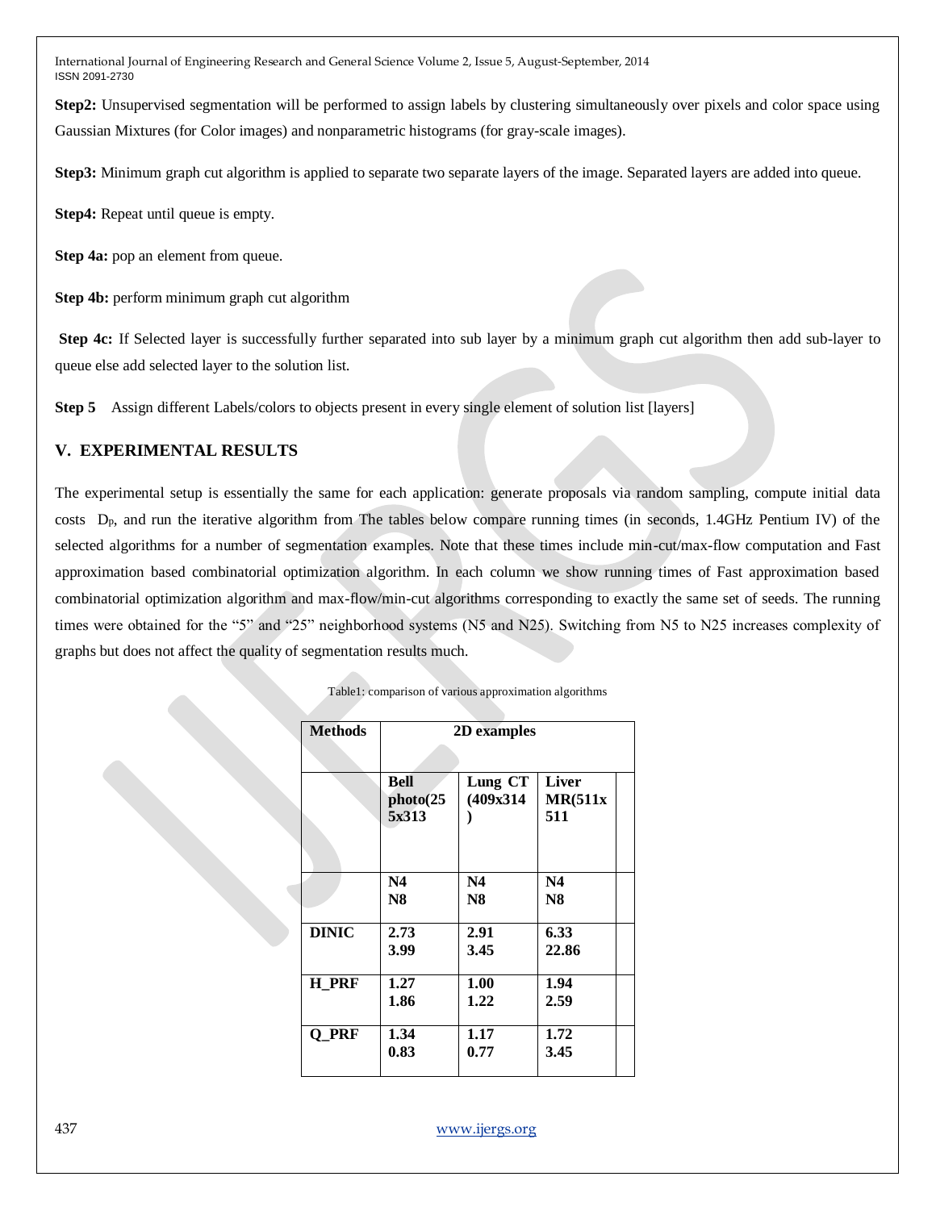**Step2:** Unsupervised segmentation will be performed to assign labels by clustering simultaneously over pixels and color space using Gaussian Mixtures (for Color images) and nonparametric histograms (for gray-scale images).

**Step3:** Minimum graph cut algorithm is applied to separate two separate layers of the image. Separated layers are added into queue.

**Step4:** Repeat until queue is empty.

**Step 4a:** pop an element from queue.

**Step 4b:** perform minimum graph cut algorithm

**Step 4c:** If Selected layer is successfully further separated into sub layer by a minimum graph cut algorithm then add sub-layer to queue else add selected layer to the solution list.

**Step 5** Assign different Labels/colors to objects present in every single element of solution list [layers]

## V. EXPERIMENTAL RESULTS

The experimental setup is essentially the same for each application: generate proposals via random sampling, compute initial data costs $D_p$, and run the iterative algorithm from The tables below compare running times (in seconds, 1.4GHz Pentium IV) of the selected algorithms for a number of segmentation examples. Note that these times include min-cut/max-flow computation and Fast approximation based combinatorial optimization algorithm. In each column we show running times of Fast approximation based combinatorial optimization algorithm and max-flow/min-cut algorithms corresponding to exactly the same set of seeds. The running times were obtained for the "5" and "25" neighborhood systems (N5 and N25). Switching from N5 to N25 increases complexity of graphs but does not affect the quality of segmentation results much.

Table1: comparison of various approximation algorithms

| **Methods** | **2D examples** | | | |
|---|---|---|---|---|
| | **Bell photo(255x313** | **Lung CT (409x314 )** | **Liver MR(511x 511** | |
| | **N4** **N8** | **N4** **N8** | **N4** **N8** | |
| **DINIC** | **2.73** **3.99** | **2.91** **3.45** | **6.33** **22.86** | |
| **H_PRF** | **1.27** **1.86** | **1.00** **1.22** | **1.94** **2.59** | |
| **Q_PRF** | **1.34** **0.83** | **1.17** **0.77** | **1.72** **3.45** | |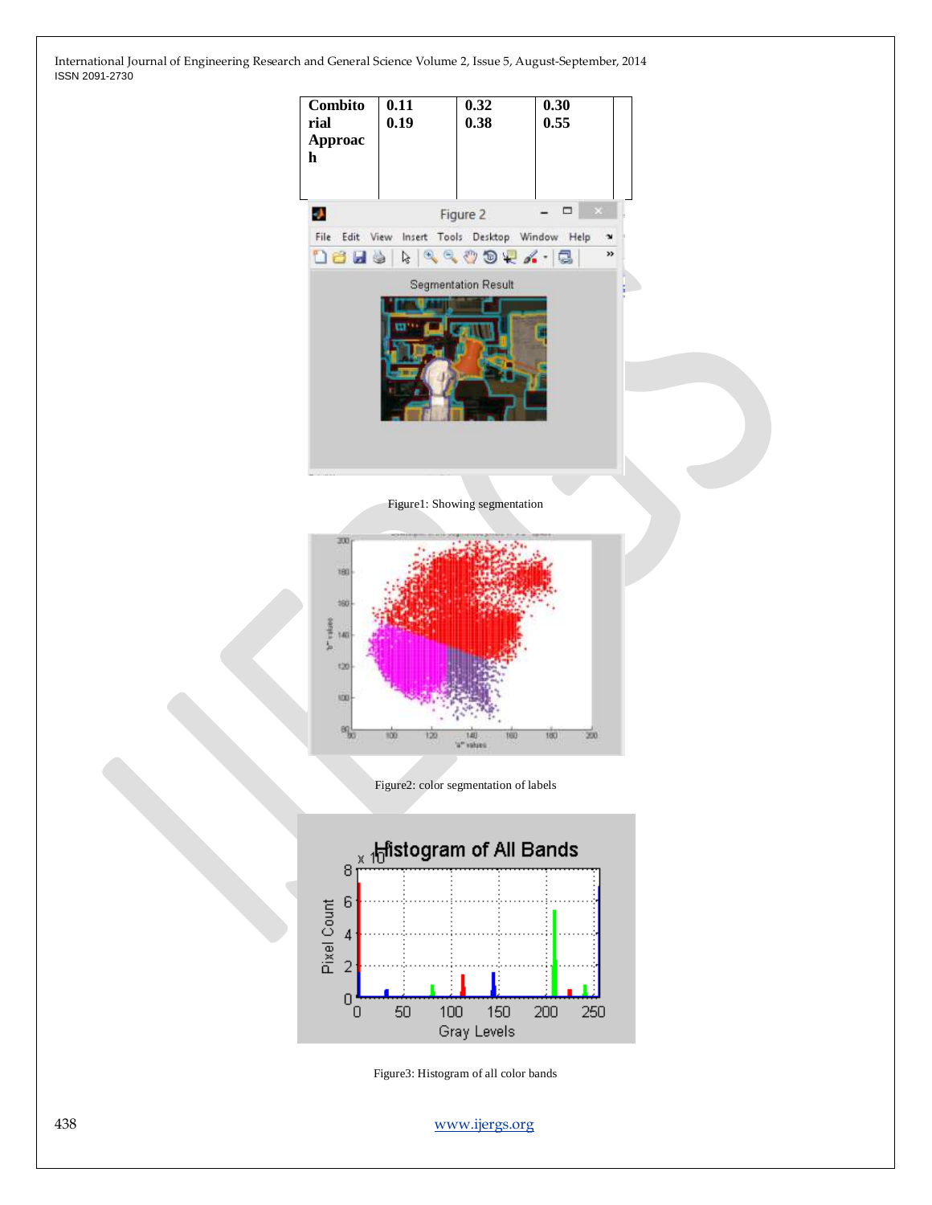| Combitorial Approach | 0.11 0.19 | 0.32 0.38 | 0.30 0.55 | |
|---|---|---|---|---|

Figure1: Showing segmentation

Figure2: color segmentation of labels

Figure3: Histogram of all color bands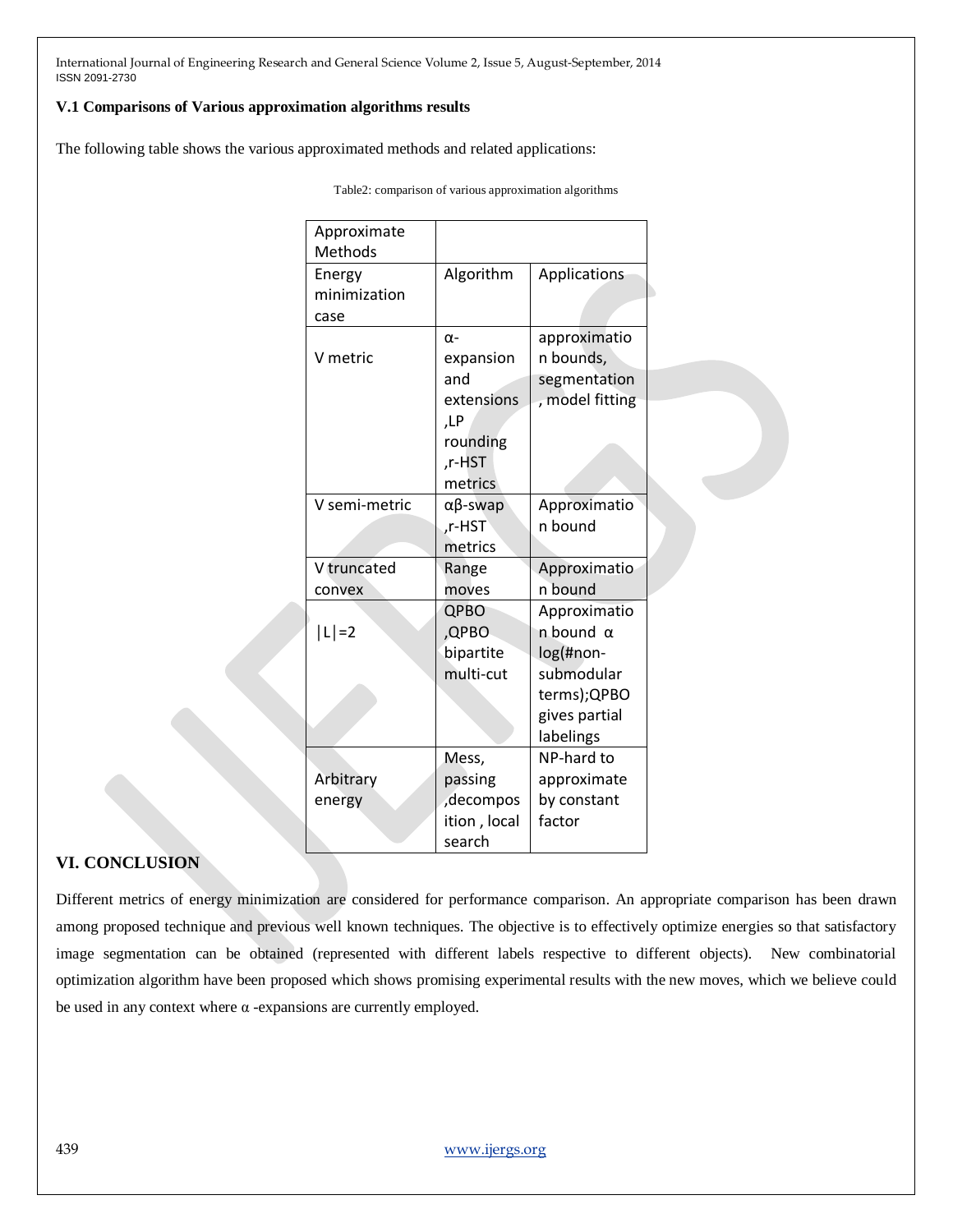### V.1 Comparisons of Various approximation algorithms results

The following table shows the various approximated methods and related applications:

Table2: comparison of various approximation algorithms

| Approximate Methods | | |
|---|---|---|
| Energy minimization case | Algorithm | Applications |
| V metric | α-expansion and extensions ,LP rounding ,r-HST metrics | approximation bounds, segmentation , model fitting |
| V semi-metric | αβ-swap ,r-HST metrics | Approximation bound |
| V truncated convex | Range moves | Approximation bound |
| \|L\|=2 | QPBO ,QPBO bipartite multi-cut | Approximation bound α log(#non-submodular terms);QPBO gives partial labelings |
| Arbitrary energy | Mess, passing ,decomposition , local search | NP-hard to approximate by constant factor |

## VI. CONCLUSION

Different metrics of energy minimization are considered for performance comparison. An appropriate comparison has been drawn among proposed technique and previous well known techniques. The objective is to effectively optimize energies so that satisfactory image segmentation can be obtained (represented with different labels respective to different objects). New combinatorial optimization algorithm have been proposed which shows promising experimental results with the new moves, which we believe could be used in any context where α -expansions are currently employed.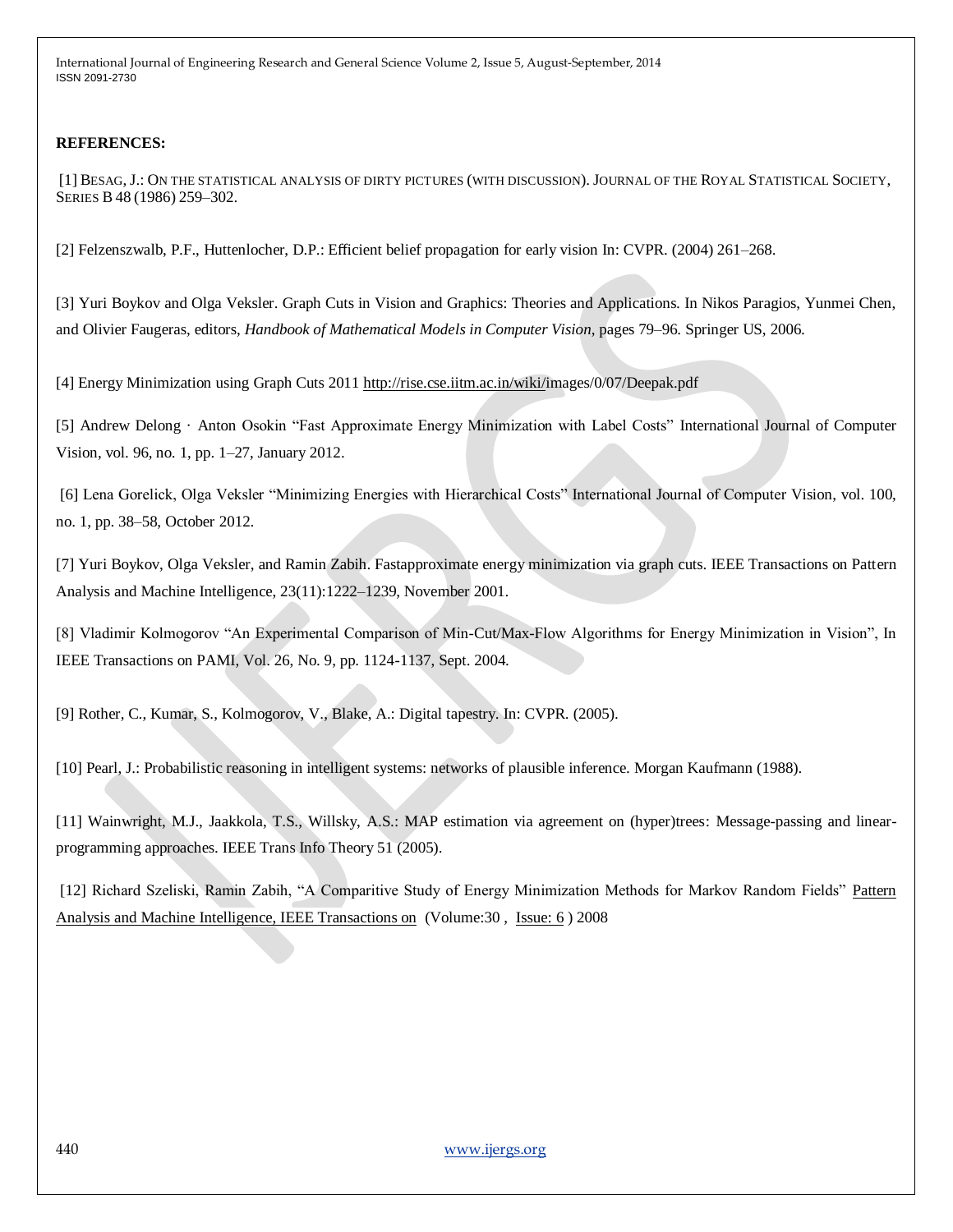**REFERENCES:**

[1] BESAG, J.: ON THE STATISTICAL ANALYSIS OF DIRTY PICTURES (WITH DISCUSSION). JOURNAL OF THE ROYAL STATISTICAL SOCIETY, SERIES B 48 (1986) 259–302.

[2] Felzenszwalb, P.F., Huttenlocher, D.P.: Efficient belief propagation for early vision In: CVPR. (2004) 261–268.

[3] Yuri Boykov and Olga Veksler. Graph Cuts in Vision and Graphics: Theories and Applications. In Nikos Paragios, Yunmei Chen, and Olivier Faugeras, editors, *Handbook of Mathematical Models in Computer Vision*, pages 79–96. Springer US, 2006.

[4] Energy Minimization using Graph Cuts 2011 http://rise.cse.iitm.ac.in/wiki/images/0/07/Deepak.pdf

[5] Andrew Delong · Anton Osokin "Fast Approximate Energy Minimization with Label Costs" International Journal of Computer Vision, vol. 96, no. 1, pp. 1–27, January 2012.

[6] Lena Gorelick, Olga Veksler "Minimizing Energies with Hierarchical Costs" International Journal of Computer Vision, vol. 100, no. 1, pp. 38–58, October 2012.

[7] Yuri Boykov, Olga Veksler, and Ramin Zabih. Fastapproximate energy minimization via graph cuts. IEEE Transactions on Pattern Analysis and Machine Intelligence, 23(11):1222–1239, November 2001.

[8] Vladimir Kolmogorov "An Experimental Comparison of Min-Cut/Max-Flow Algorithms for Energy Minimization in Vision", In IEEE Transactions on PAMI, Vol. 26, No. 9, pp. 1124-1137, Sept. 2004.

[9] Rother, C., Kumar, S., Kolmogorov, V., Blake, A.: Digital tapestry. In: CVPR. (2005).

[10] Pearl, J.: Probabilistic reasoning in intelligent systems: networks of plausible inference. Morgan Kaufmann (1988).

[11] Wainwright, M.J., Jaakkola, T.S., Willsky, A.S.: MAP estimation via agreement on (hyper)trees: Message-passing and linear-programming approaches. IEEE Trans Info Theory 51 (2005).

[12] Richard Szeliski, Ramin Zabih, "A Comparitive Study of Energy Minimization Methods for Markov Random Fields" Pattern Analysis and Machine Intelligence, IEEE Transactions on (Volume:30 , Issue: 6 ) 2008